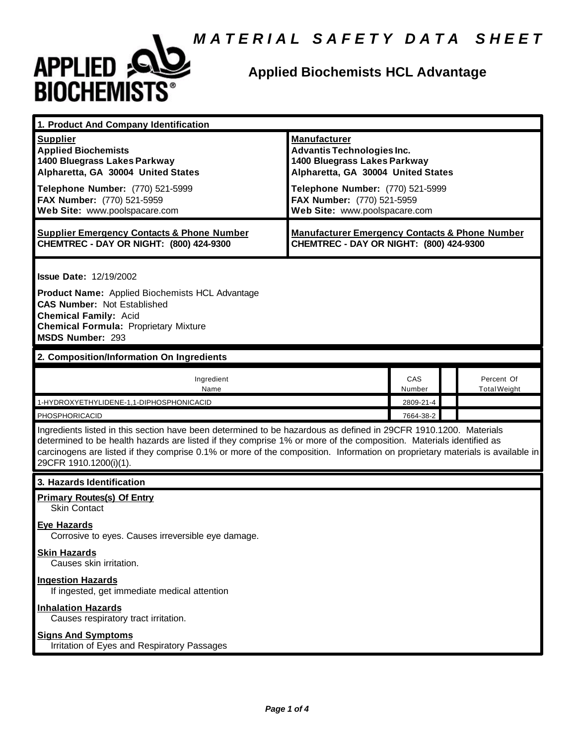# MATERIAL SAFETY DATA SHEET

## Applied Biochemists HCL Advantage

### 1. Product And Company Identification

| **Supplier** | **Manufacturer** |
|---|---|
| **Applied Biochemists**<br>**1400 Bluegrass Lakes Parkway**<br>**Alpharetta, GA 30004 United States** | **Advantis Technologies Inc.**<br>**1400 Bluegrass Lakes Parkway**<br>**Alpharetta, GA 30004 United States** |
| **Telephone Number:** (770) 521-5999<br>**FAX Number:** (770) 521-5959<br>**Web Site:** www.poolspacare.com | **Telephone Number:** (770) 521-5999<br>**FAX Number:** (770) 521-5959<br>**Web Site:** www.poolspacare.com |
| **Supplier Emergency Contacts & Phone Number**<br>**CHEMTREC - DAY OR NIGHT: (800) 424-9300** | **Manufacturer Emergency Contacts & Phone Number**<br>**CHEMTREC - DAY OR NIGHT: (800) 424-9300** |

**Issue Date:** 12/19/2002

**Product Name:** Applied Biochemists HCL Advantage
**CAS Number:** Not Established
**Chemical Family:** Acid
**Chemical Formula:** Proprietary Mixture
**MSDS Number:** 293

### 2. Composition/Information On Ingredients

| Ingredient Name | CAS Number | | Percent Of Total Weight |
|---|---|---|---|
| 1-HYDROXYETHYLIDENE-1,1-DIPHOSPHONICACID | 2809-21-4 | | |
| PHOSPHORICACID | 7664-38-2 | | |

Ingredients listed in this section have been determined to be hazardous as defined in 29CFR 1910.1200. Materials determined to be health hazards are listed if they comprise 1% or more of the composition. Materials identified as carcinogens are listed if they comprise 0.1% or more of the composition. Information on proprietary materials is available in 29CFR 1910.1200(i)(1).

### 3. Hazards Identification

**Primary Routes(s) Of Entry**
Skin Contact

**Eye Hazards**
Corrosive to eyes. Causes irreversible eye damage.

**Skin Hazards**
Causes skin irritation.

**Ingestion Hazards**
If ingested, get immediate medical attention

**Inhalation Hazards**
Causes respiratory tract irritation.

**Signs And Symptoms**
Irritation of Eyes and Respiratory Passages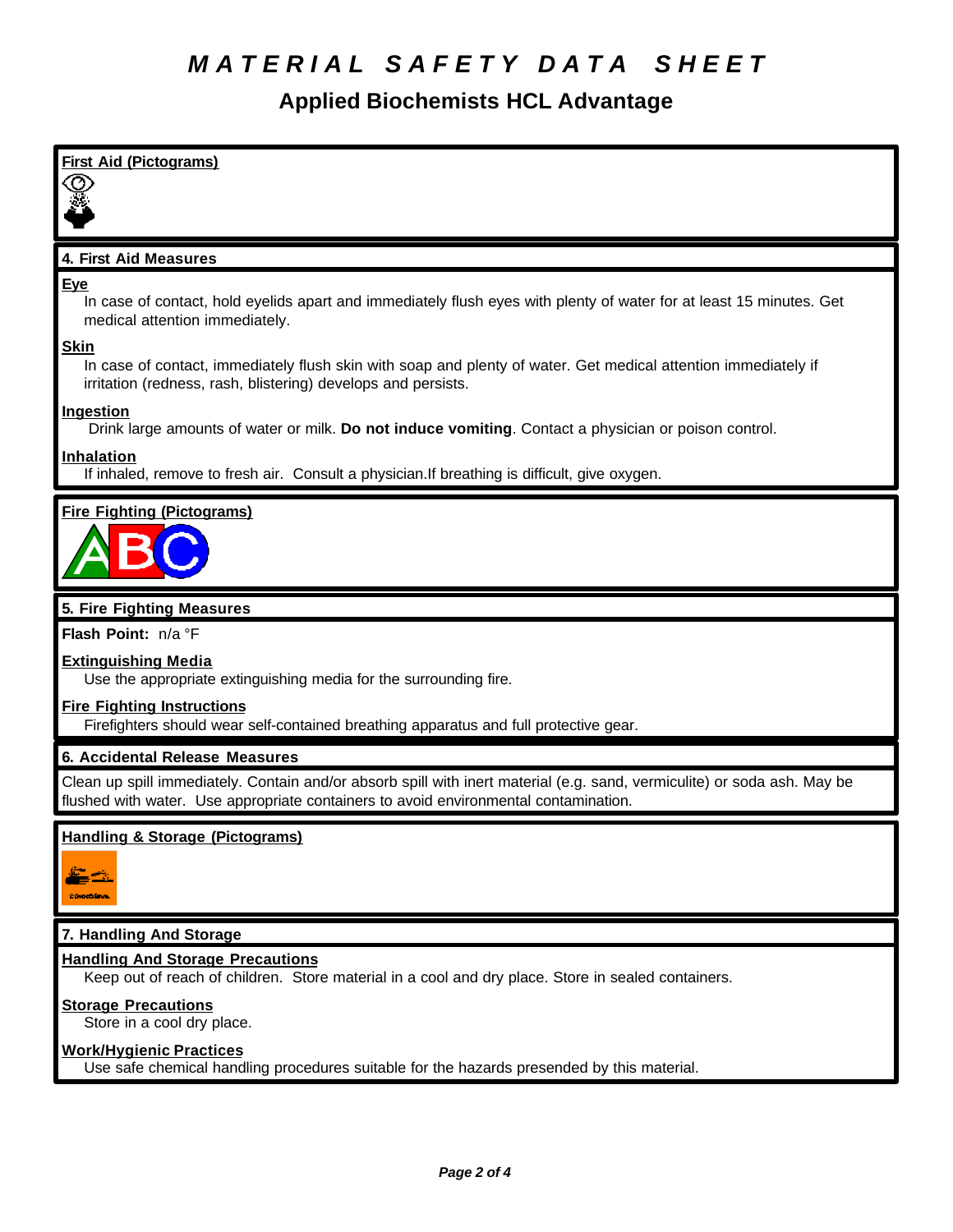# MATERIAL SAFETY DATA SHEET

## Applied Biochemists HCL Advantage

**First Aid (Pictograms)**

### 4. First Aid Measures

**Eye**

In case of contact, hold eyelids apart and immediately flush eyes with plenty of water for at least 15 minutes. Get medical attention immediately.

**Skin**

In case of contact, immediately flush skin with soap and plenty of water. Get medical attention immediately if irritation (redness, rash, blistering) develops and persists.

**Ingestion**

Drink large amounts of water or milk. **Do not induce vomiting**. Contact a physician or poison control.

**Inhalation**

If inhaled, remove to fresh air. Consult a physician.If breathing is difficult, give oxygen.

**Fire Fighting (Pictograms)**

### 5. Fire Fighting Measures

**Flash Point:** n/a °F

**Extinguishing Media**

Use the appropriate extinguishing media for the surrounding fire.

**Fire Fighting Instructions**

Firefighters should wear self-contained breathing apparatus and full protective gear.

### 6. Accidental Release Measures

Clean up spill immediately. Contain and/or absorb spill with inert material (e.g. sand, vermiculite) or soda ash. May be flushed with water. Use appropriate containers to avoid environmental contamination.

**Handling & Storage (Pictograms)**

### 7. Handling And Storage

**Handling And Storage Precautions**

Keep out of reach of children. Store material in a cool and dry place. Store in sealed containers.

**Storage Precautions**

Store in a cool dry place.

**Work/Hygienic Practices**

Use safe chemical handling procedures suitable for the hazards presended by this material.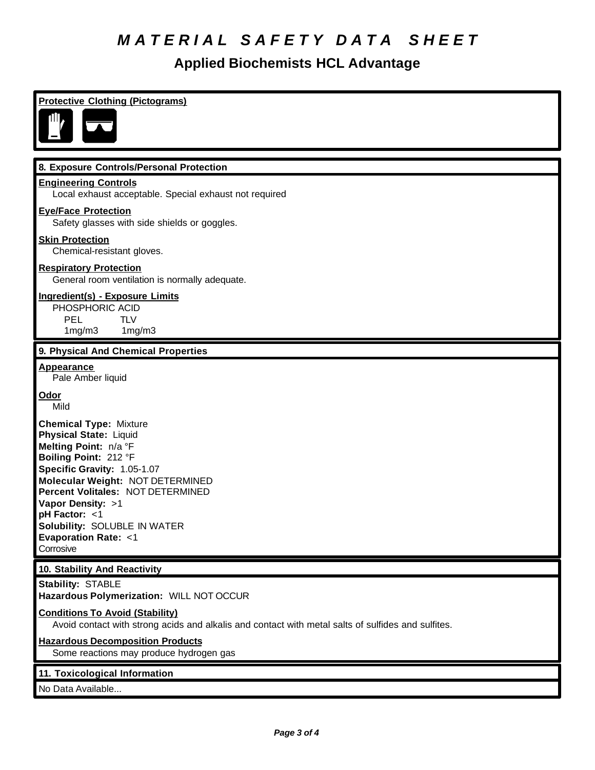# MATERIAL SAFETY DATA SHEET

## Applied Biochemists HCL Advantage

**Protective Clothing (Pictograms)**

### 8. Exposure Controls/Personal Protection

**Engineering Controls**
Local exhaust acceptable. Special exhaust not required

**Eye/Face Protection**
Safety glasses with side shields or goggles.

**Skin Protection**
Chemical-resistant gloves.

**Respiratory Protection**
General room ventilation is normally adequate.

**Ingredient(s) - Exposure Limits**
PHOSPHORIC ACID

| PEL | TLV |
|---|---|
| 1mg/m3 | 1mg/m3 |

### 9. Physical And Chemical Properties

**Appearance**
Pale Amber liquid

**Odor**
Mild

**Chemical Type:** Mixture
**Physical State:** Liquid
**Melting Point:** n/a °F
**Boiling Point:** 212 °F
**Specific Gravity:** 1.05-1.07
**Molecular Weight:** NOT DETERMINED
**Percent Volitales:** NOT DETERMINED
**Vapor Density:** >1
**pH Factor:** <1
**Solubility:** SOLUBLE IN WATER
**Evaporation Rate:** <1
Corrosive

### 10. Stability And Reactivity

**Stability:** STABLE
**Hazardous Polymerization:** WILL NOT OCCUR

**Conditions To Avoid (Stability)**
Avoid contact with strong acids and alkalis and contact with metal salts of sulfides and sulfites.

**Hazardous Decomposition Products**
Some reactions may produce hydrogen gas

### 11. Toxicological Information

No Data Available...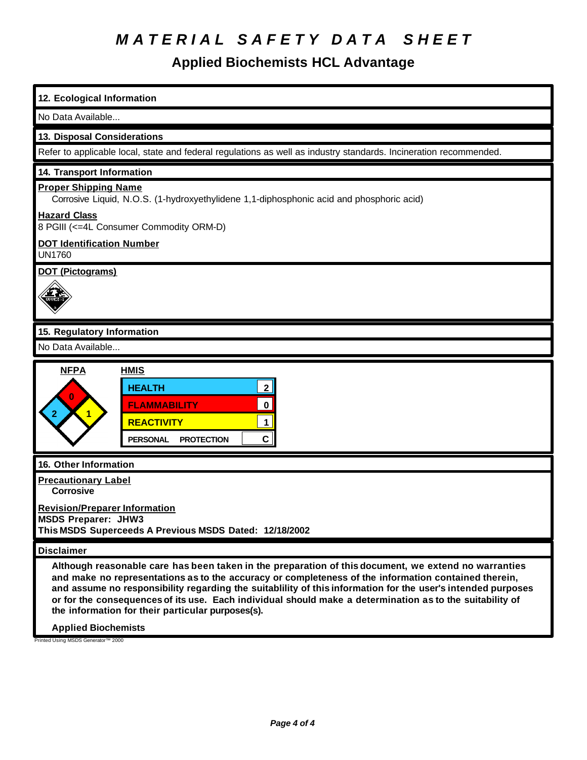# MATERIAL SAFETY DATA SHEET

## Applied Biochemists HCL Advantage

### 12. Ecological Information

No Data Available...

### 13. Disposal Considerations

Refer to applicable local, state and federal regulations as well as industry standards. Incineration recommended.

### 14. Transport Information

**Proper Shipping Name**

Corrosive Liquid, N.O.S. (1-hydroxyethylidene 1,1-diphosphonic acid and phosphoric acid)

**Hazard Class**

8 PGIII (<=4L Consumer Commodity ORM-D)

**DOT Identification Number**

UN1760

**DOT (Pictograms)**

### 15. Regulatory Information

No Data Available...

**NFPA**

Health: 2
Flammability: 0
Reactivity: 1

**HMIS**

| | |
|---|---|
| HEALTH | 2 |
| FLAMMABILITY | 0 |
| REACTIVITY | 1 |
| PERSONAL PROTECTION | C |

### 16. Other Information

**Precautionary Label**

**Corrosive**

**Revision/Preparer Information**

**MSDS Preparer: JHW3**

**This MSDS Superceeds A Previous MSDS Dated: 12/18/2002**

### Disclaimer

**Although reasonable care has been taken in the preparation of this document, we extend no warranties and make no representations as to the accuracy or completeness of the information contained therein, and assume no responsibility regarding the suitablility of this information for the user's intended purposes or for the consequences of its use. Each individual should make a determination as to the suitability of the information for their particular purposes(s).**

**Applied Biochemists**

Printed Using MSDS Generator™ 2000